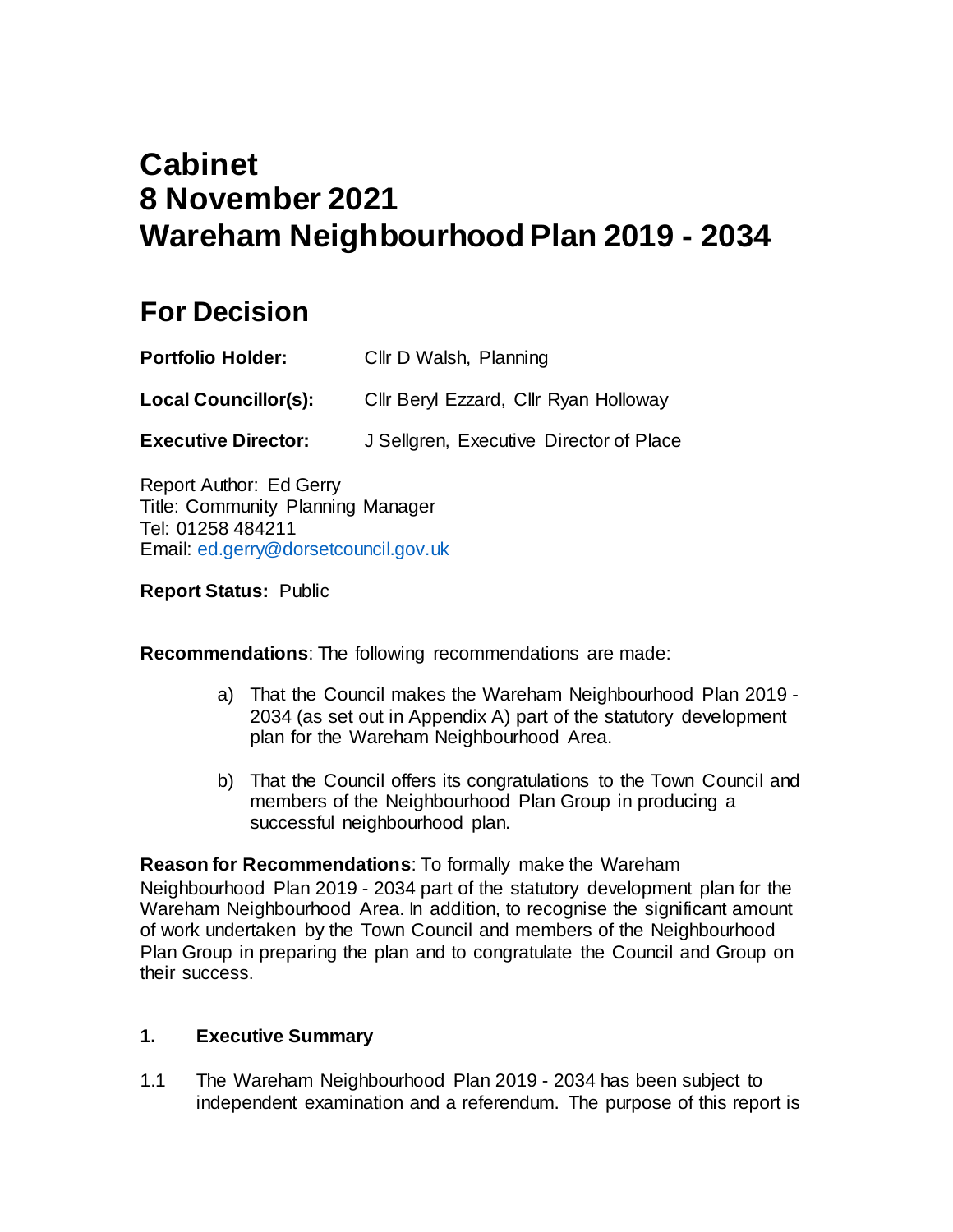# Cabinet
# 8 November 2021
# Wareham Neighbourhood Plan 2019 - 2034

## For Decision

**Portfolio Holder:** Cllr D Walsh, Planning

**Local Councillor(s):** Cllr Beryl Ezzard, Cllr Ryan Holloway

**Executive Director:** J Sellgren, Executive Director of Place

Report Author: Ed Gerry
Title: Community Planning Manager
Tel: 01258 484211
Email: ed.gerry@dorsetcouncil.gov.uk

**Report Status:** Public

**Recommendations**: The following recommendations are made:

a) That the Council makes the Wareham Neighbourhood Plan 2019 - 2034 (as set out in Appendix A) part of the statutory development plan for the Wareham Neighbourhood Area.

b) That the Council offers its congratulations to the Town Council and members of the Neighbourhood Plan Group in producing a successful neighbourhood plan.

**Reason for Recommendations**: To formally make the Wareham Neighbourhood Plan 2019 - 2034 part of the statutory development plan for the Wareham Neighbourhood Area. In addition, to recognise the significant amount of work undertaken by the Town Council and members of the Neighbourhood Plan Group in preparing the plan and to congratulate the Council and Group on their success.

### 1. Executive Summary

1.1 The Wareham Neighbourhood Plan 2019 - 2034 has been subject to independent examination and a referendum. The purpose of this report is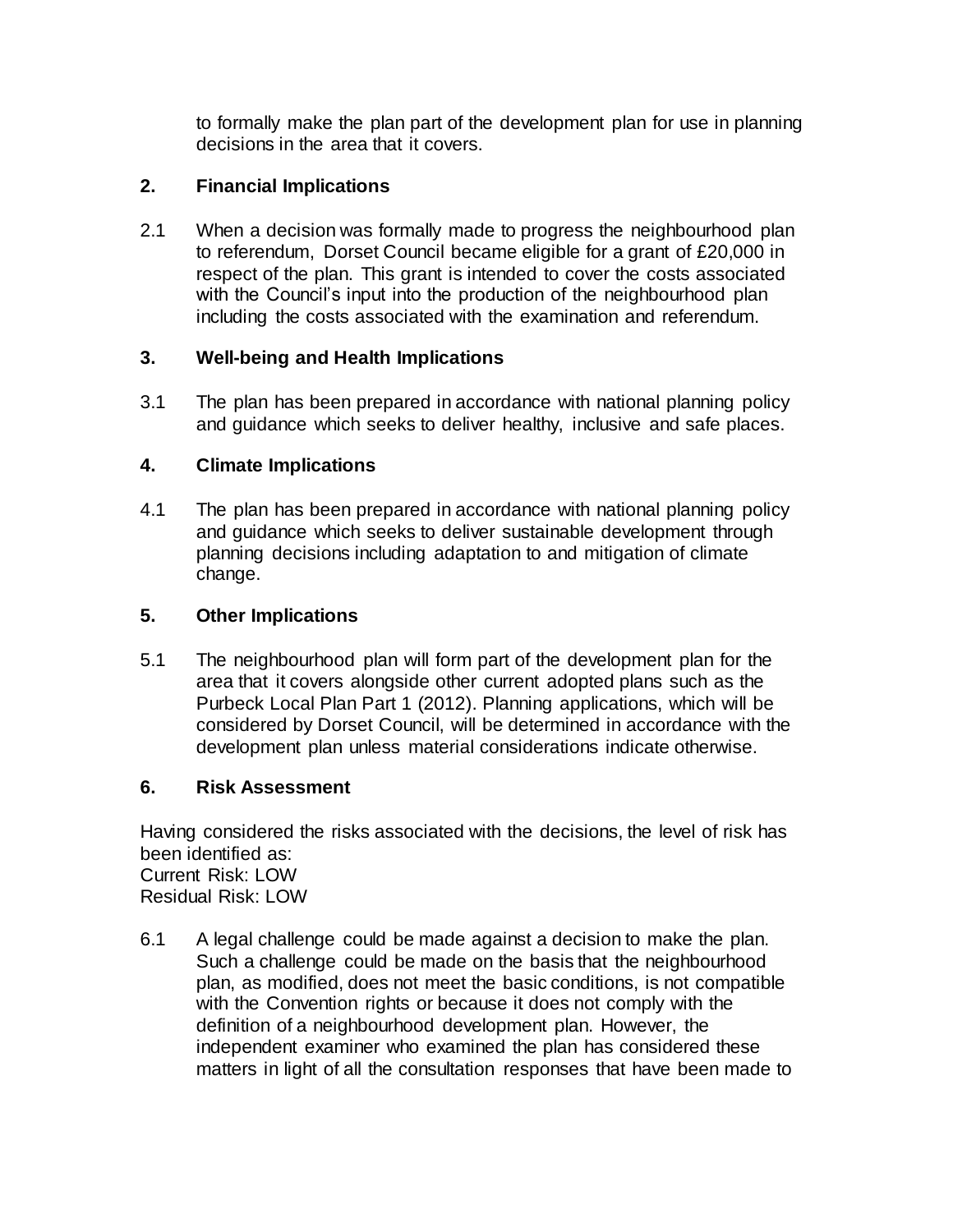to formally make the plan part of the development plan for use in planning decisions in the area that it covers.

## 2. Financial Implications

2.1 When a decision was formally made to progress the neighbourhood plan to referendum, Dorset Council became eligible for a grant of £20,000 in respect of the plan. This grant is intended to cover the costs associated with the Council's input into the production of the neighbourhood plan including the costs associated with the examination and referendum.

## 3. Well-being and Health Implications

3.1 The plan has been prepared in accordance with national planning policy and guidance which seeks to deliver healthy, inclusive and safe places.

## 4. Climate Implications

4.1 The plan has been prepared in accordance with national planning policy and guidance which seeks to deliver sustainable development through planning decisions including adaptation to and mitigation of climate change.

## 5. Other Implications

5.1 The neighbourhood plan will form part of the development plan for the area that it covers alongside other current adopted plans such as the Purbeck Local Plan Part 1 (2012). Planning applications, which will be considered by Dorset Council, will be determined in accordance with the development plan unless material considerations indicate otherwise.

## 6. Risk Assessment

Having considered the risks associated with the decisions, the level of risk has been identified as:
Current Risk: LOW
Residual Risk: LOW

6.1 A legal challenge could be made against a decision to make the plan. Such a challenge could be made on the basis that the neighbourhood plan, as modified, does not meet the basic conditions, is not compatible with the Convention rights or because it does not comply with the definition of a neighbourhood development plan. However, the independent examiner who examined the plan has considered these matters in light of all the consultation responses that have been made to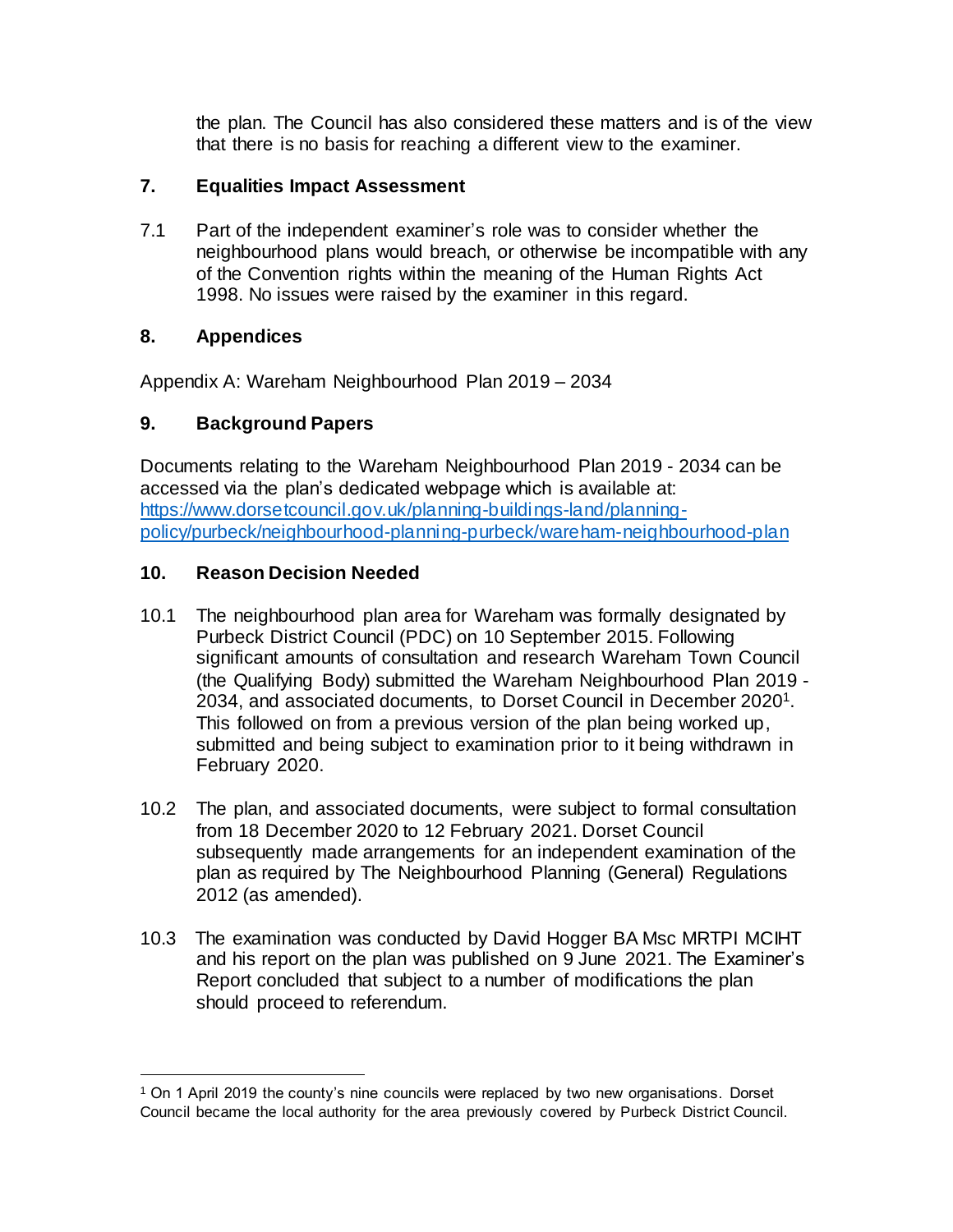the plan. The Council has also considered these matters and is of the view that there is no basis for reaching a different view to the examiner.

## 7. Equalities Impact Assessment

7.1 Part of the independent examiner's role was to consider whether the neighbourhood plans would breach, or otherwise be incompatible with any of the Convention rights within the meaning of the Human Rights Act 1998. No issues were raised by the examiner in this regard.

## 8. Appendices

Appendix A: Wareham Neighbourhood Plan 2019 – 2034

## 9. Background Papers

Documents relating to the Wareham Neighbourhood Plan 2019 - 2034 can be accessed via the plan's dedicated webpage which is available at: [https://www.dorsetcouncil.gov.uk/planning-buildings-land/planning-policy/purbeck/neighbourhood-planning-purbeck/wareham-neighbourhood-plan](https://www.dorsetcouncil.gov.uk/planning-buildings-land/planning-policy/purbeck/neighbourhood-planning-purbeck/wareham-neighbourhood-plan)

## 10. Reason Decision Needed

10.1 The neighbourhood plan area for Wareham was formally designated by Purbeck District Council (PDC) on 10 September 2015. Following significant amounts of consultation and research Wareham Town Council (the Qualifying Body) submitted the Wareham Neighbourhood Plan 2019 - 2034, and associated documents, to Dorset Council in December 2020[1]. This followed on from a previous version of the plan being worked up, submitted and being subject to examination prior to it being withdrawn in February 2020.

10.2 The plan, and associated documents, were subject to formal consultation from 18 December 2020 to 12 February 2021. Dorset Council subsequently made arrangements for an independent examination of the plan as required by The Neighbourhood Planning (General) Regulations 2012 (as amended).

10.3 The examination was conducted by David Hogger BA Msc MRTPI MCIHT and his report on the plan was published on 9 June 2021. The Examiner's Report concluded that subject to a number of modifications the plan should proceed to referendum.

---

[1] On 1 April 2019 the county's nine councils were replaced by two new organisations. Dorset Council became the local authority for the area previously covered by Purbeck District Council.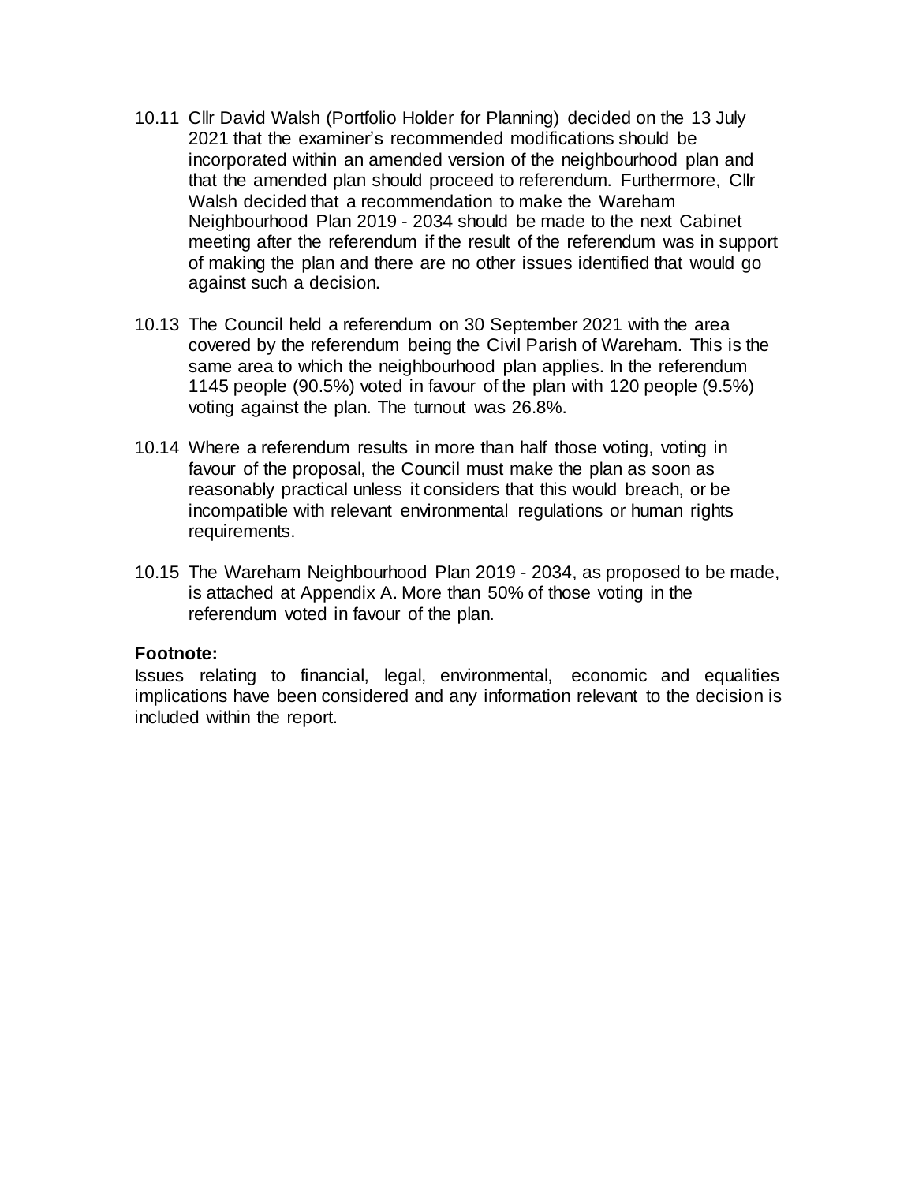10.11 Cllr David Walsh (Portfolio Holder for Planning) decided on the 13 July 2021 that the examiner's recommended modifications should be incorporated within an amended version of the neighbourhood plan and that the amended plan should proceed to referendum. Furthermore, Cllr Walsh decided that a recommendation to make the Wareham Neighbourhood Plan 2019 - 2034 should be made to the next Cabinet meeting after the referendum if the result of the referendum was in support of making the plan and there are no other issues identified that would go against such a decision.

10.13 The Council held a referendum on 30 September 2021 with the area covered by the referendum being the Civil Parish of Wareham. This is the same area to which the neighbourhood plan applies. In the referendum 1145 people (90.5%) voted in favour of the plan with 120 people (9.5%) voting against the plan. The turnout was 26.8%.

10.14 Where a referendum results in more than half those voting, voting in favour of the proposal, the Council must make the plan as soon as reasonably practical unless it considers that this would breach, or be incompatible with relevant environmental regulations or human rights requirements.

10.15 The Wareham Neighbourhood Plan 2019 - 2034, as proposed to be made, is attached at Appendix A. More than 50% of those voting in the referendum voted in favour of the plan.

**Footnote:**

Issues relating to financial, legal, environmental, economic and equalities implications have been considered and any information relevant to the decision is included within the report.